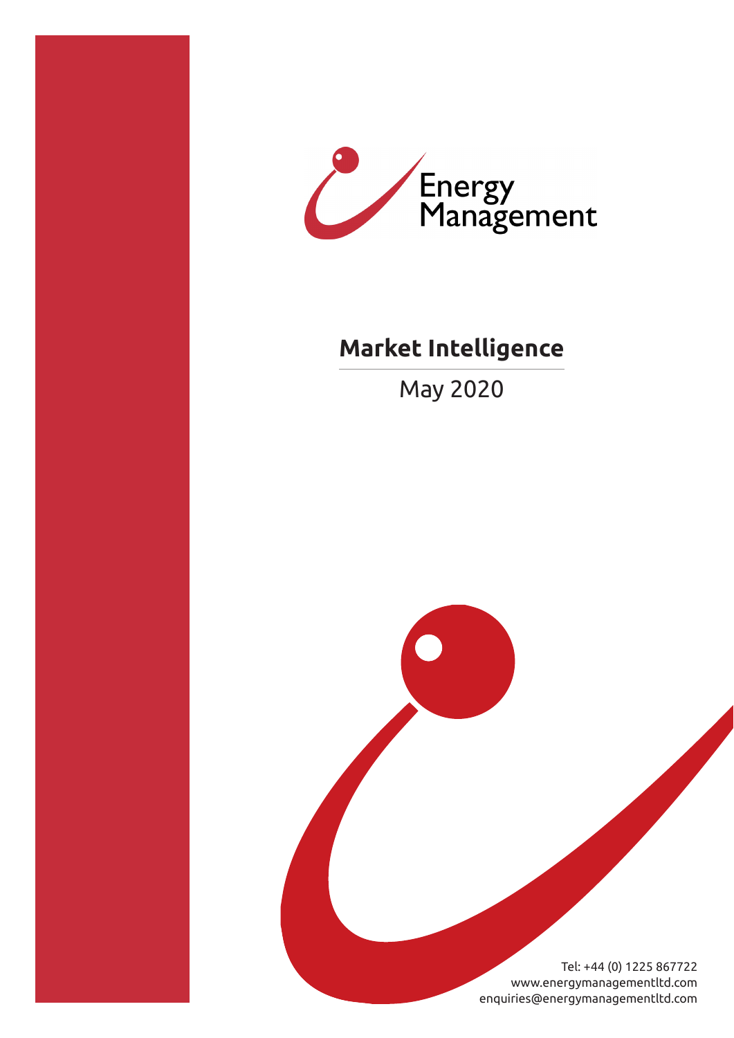Energy Management

# Market Intelligence

May 2020

Tel: +44 (0) 1225 867722
www.energymanagementltd.com
enquiries@energymanagementltd.com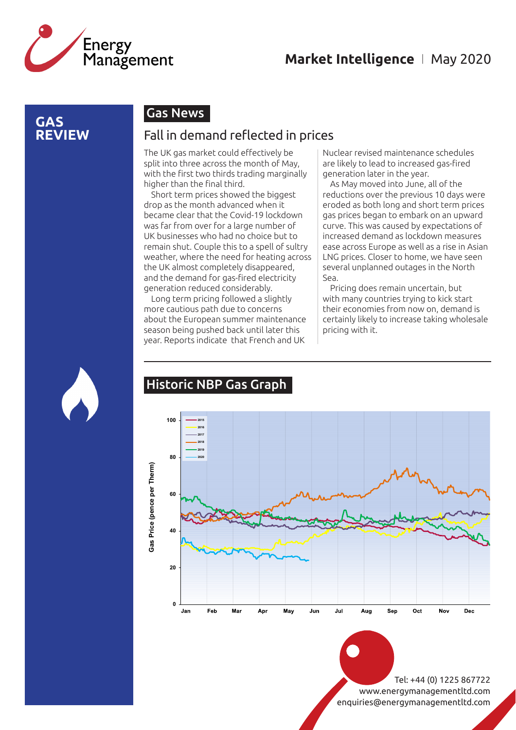# GAS REVIEW

## Gas News

### Fall in demand reflected in prices

The UK gas market could effectively be split into three across the month of May, with the first two thirds trading marginally higher than the final third.

Short term prices showed the biggest drop as the month advanced when it became clear that the Covid-19 lockdown was far from over for a large number of UK businesses who had no choice but to remain shut. Couple this to a spell of sultry weather, where the need for heating across the UK almost completely disappeared, and the demand for gas-fired electricity generation reduced considerably.

Long term pricing followed a slightly more cautious path due to concerns about the European summer maintenance season being pushed back until later this year. Reports indicate that French and UK Nuclear revised maintenance schedules are likely to lead to increased gas-fired generation later in the year.

As May moved into June, all of the reductions over the previous 10 days were eroded as both long and short term prices gas prices began to embark on an upward curve. This was caused by expectations of increased demand as lockdown measures ease across Europe as well as a rise in Asian LNG prices. Closer to home, we have seen several unplanned outages in the North Sea.

Pricing does remain uncertain, but with many countries trying to kick start their economies from now on, demand is certainly likely to increase taking wholesale pricing with it.

## Historic NBP Gas Graph

Tel: +44 (0) 1225 867722
www.energymanagementltd.com
enquiries@energymanagementltd.com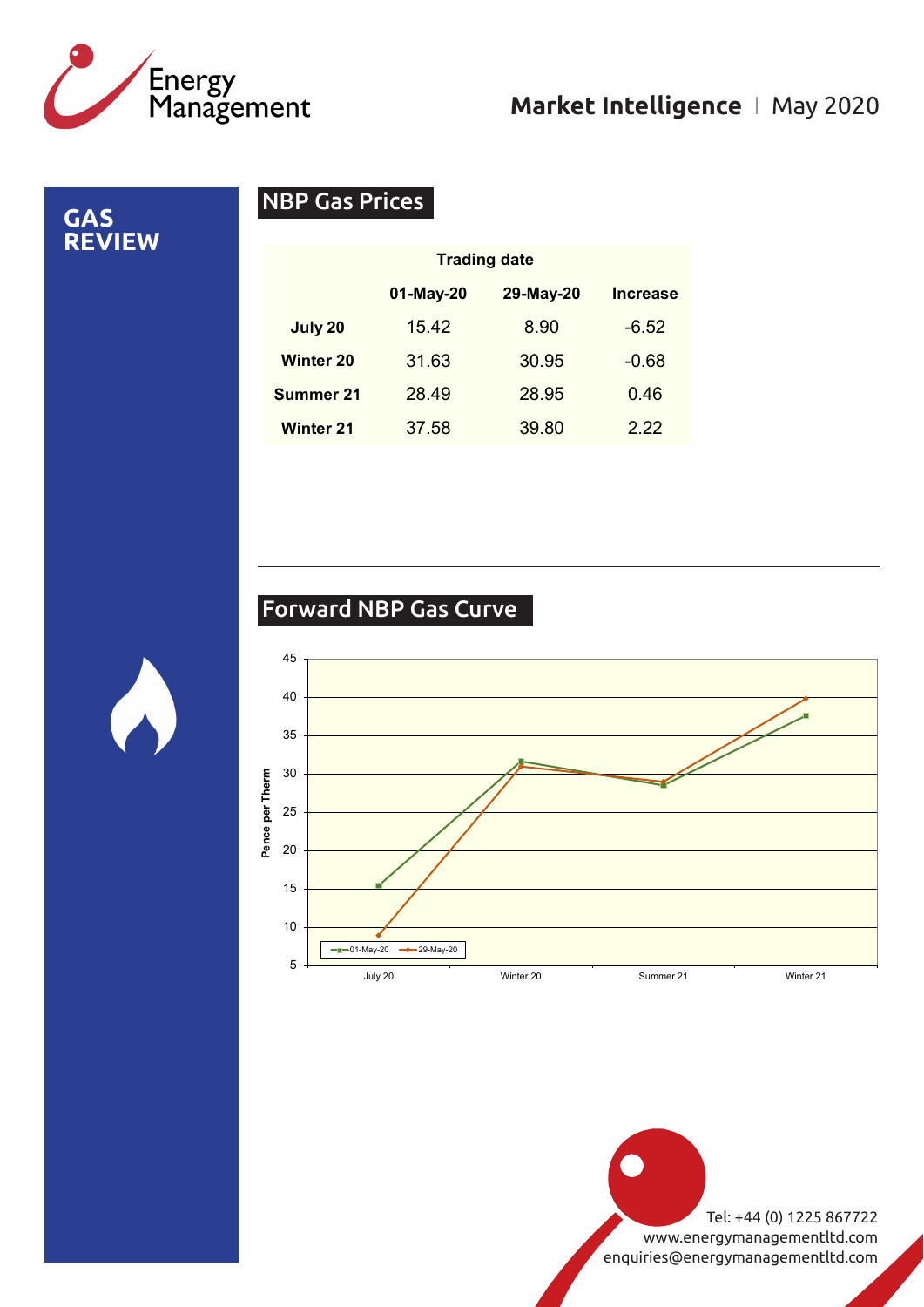# GAS REVIEW

## NBP Gas Prices

| | Trading date | | |
|---|---|---|---|
| | **01-May-20** | **29-May-20** | **Increase** |
| **July 20** | 15.42 | 8.90 | -6.52 |
| **Winter 20** | 31.63 | 30.95 | -0.68 |
| **Summer 21** | 28.49 | 28.95 | 0.46 |
| **Winter 21** | 37.58 | 39.80 | 2.22 |

## Forward NBP Gas Curve

Pence per Therm

| | July 20 | Winter 20 | Summer 21 | Winter 21 |
|---|---|---|---|---|
| 01-May-20 | 15.42 | 31.63 | 28.49 | 37.58 |
| 29-May-20 | 8.90 | 30.95 | 28.95 | 39.80 |

Tel: +44 (0) 1225 867722
www.energymanagementltd.com
enquiries@energymanagementltd.com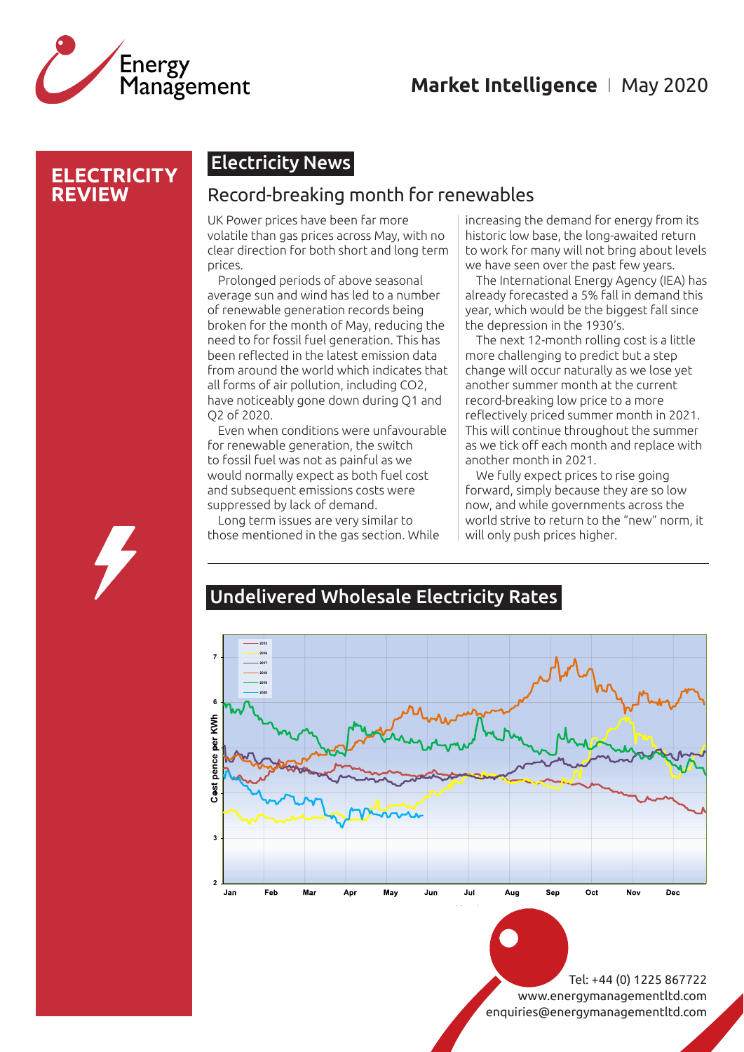# ELECTRICITY REVIEW

## Electricity News

### Record-breaking month for renewables

UK Power prices have been far more volatile than gas prices across May, with no clear direction for both short and long term prices.

Prolonged periods of above seasonal average sun and wind has led to a number of renewable generation records being broken for the month of May, reducing the need to for fossil fuel generation. This has been reflected in the latest emission data from around the world which indicates that all forms of air pollution, including CO2, have noticeably gone down during Q1 and Q2 of 2020.

Even when conditions were unfavourable for renewable generation, the switch to fossil fuel was not as painful as we would normally expect as both fuel cost and subsequent emissions costs were suppressed by lack of demand.

Long term issues are very similar to those mentioned in the gas section. While increasing the demand for energy from its historic low base, the long-awaited return to work for many will not bring about levels we have seen over the past few years.

The International Energy Agency (IEA) has already forecasted a 5% fall in demand this year, which would be the biggest fall since the depression in the 1930's.

The next 12-month rolling cost is a little more challenging to predict but a step change will occur naturally as we lose yet another summer month at the current record-breaking low price to a more reflectively priced summer month in 2021. This will continue throughout the summer as we tick off each month and replace with another month in 2021.

We fully expect prices to rise going forward, simply because they are so low now, and while governments across the world strive to return to the "new" norm, it will only push prices higher.

## Undelivered Wholesale Electricity Rates

Tel: +44 (0) 1225 867722
www.energymanagementltd.com
enquiries@energymanagementltd.com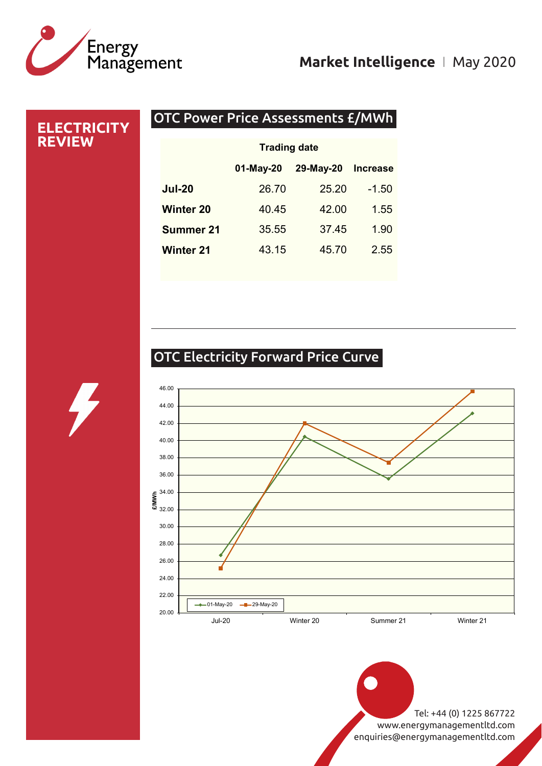Energy Management

**Market Intelligence** | May 2020

# ELECTRICITY REVIEW

## OTC Power Price Assessments £/MWh

| | Trading date | | |
|---|---|---|---|
| | **01-May-20** | **29-May-20** | **Increase** |
| **Jul-20** | 26.70 | 25.20 | -1.50 |
| **Winter 20** | 40.45 | 42.00 | 1.55 |
| **Summer 21** | 35.55 | 37.45 | 1.90 |
| **Winter 21** | 43.15 | 45.70 | 2.55 |

## OTC Electricity Forward Price Curve

Tel: +44 (0) 1225 867722
www.energymanagementltd.com
enquiries@energymanagementltd.com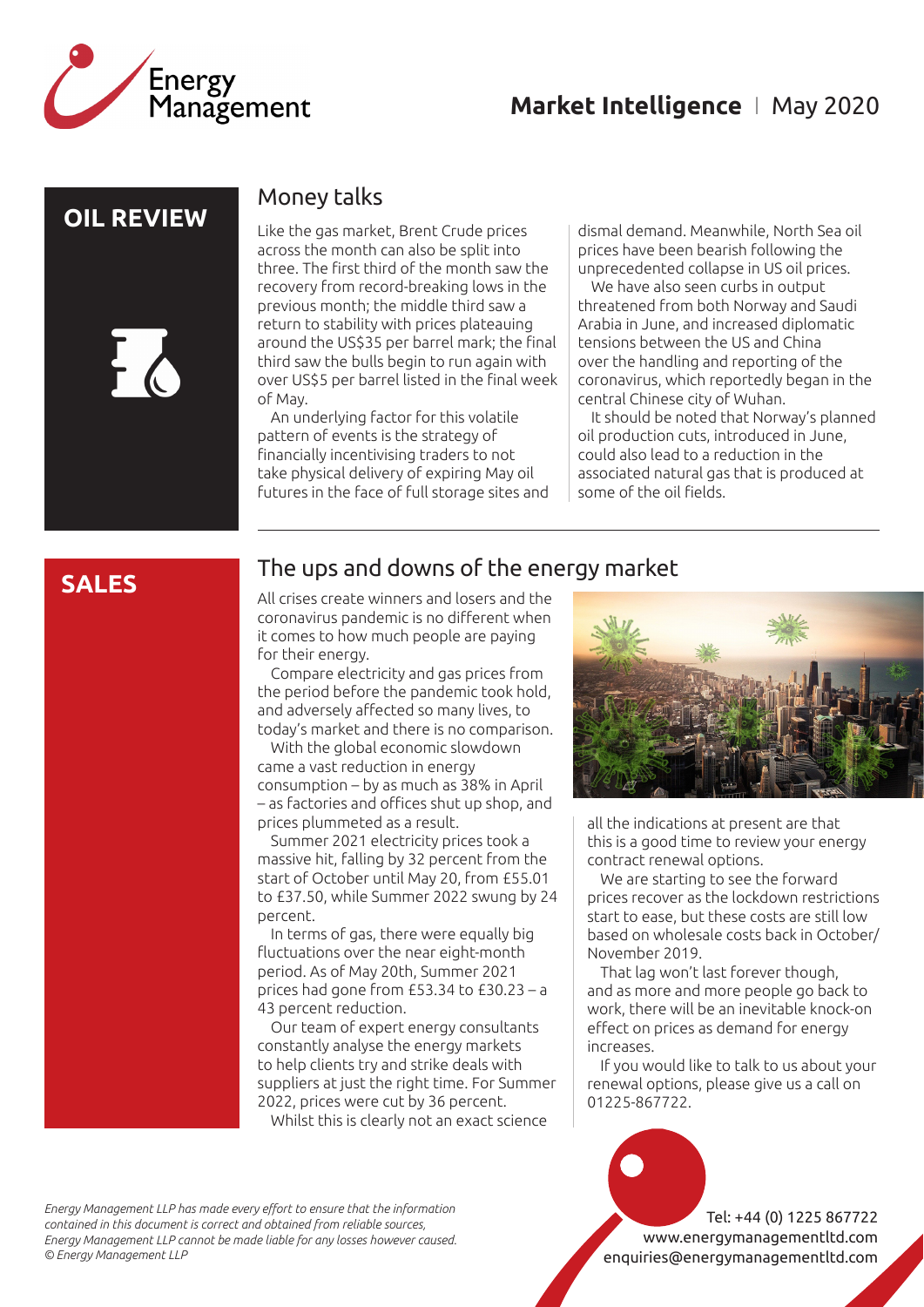# Market Intelligence | May 2020

## OIL REVIEW

### Money talks

Like the gas market, Brent Crude prices across the month can also be split into three. The first third of the month saw the recovery from record-breaking lows in the previous month; the middle third saw a return to stability with prices plateauing around the US$35 per barrel mark; the final third saw the bulls begin to run again with over US$5 per barrel listed in the final week of May.

An underlying factor for this volatile pattern of events is the strategy of financially incentivising traders to not take physical delivery of expiring May oil futures in the face of full storage sites and dismal demand. Meanwhile, North Sea oil prices have been bearish following the unprecedented collapse in US oil prices.

We have also seen curbs in output threatened from both Norway and Saudi Arabia in June, and increased diplomatic tensions between the US and China over the handling and reporting of the coronavirus, which reportedly began in the central Chinese city of Wuhan.

It should be noted that Norway's planned oil production cuts, introduced in June, could also lead to a reduction in the associated natural gas that is produced at some of the oil fields.

## SALES

### The ups and downs of the energy market

All crises create winners and losers and the coronavirus pandemic is no different when it comes to how much people are paying for their energy.

Compare electricity and gas prices from the period before the pandemic took hold, and adversely affected so many lives, to today's market and there is no comparison.

With the global economic slowdown came a vast reduction in energy consumption – by as much as 38% in April – as factories and offices shut up shop, and prices plummeted as a result.

Summer 2021 electricity prices took a massive hit, falling by 32 percent from the start of October until May 20, from £55.01 to £37.50, while Summer 2022 swung by 24 percent.

In terms of gas, there were equally big fluctuations over the near eight-month period. As of May 20th, Summer 2021 prices had gone from £53.34 to £30.23 – a 43 percent reduction.

Our team of expert energy consultants constantly analyse the energy markets to help clients try and strike deals with suppliers at just the right time. For Summer 2022, prices were cut by 36 percent.

Whilst this is clearly not an exact science all the indications at present are that this is a good time to review your energy contract renewal options.

We are starting to see the forward prices recover as the lockdown restrictions start to ease, but these costs are still low based on wholesale costs back in October/November 2019.

That lag won't last forever though, and as more and more people go back to work, there will be an inevitable knock-on effect on prices as demand for energy increases.

If you would like to talk to us about your renewal options, please give us a call on 01225-867722.

*Energy Management LLP has made every effort to ensure that the information contained in this document is correct and obtained from reliable sources, Energy Management LLP cannot be made liable for any losses however caused. © Energy Management LLP*

Tel: +44 (0) 1225 867722
www.energymanagementltd.com
enquiries@energymanagementltd.com